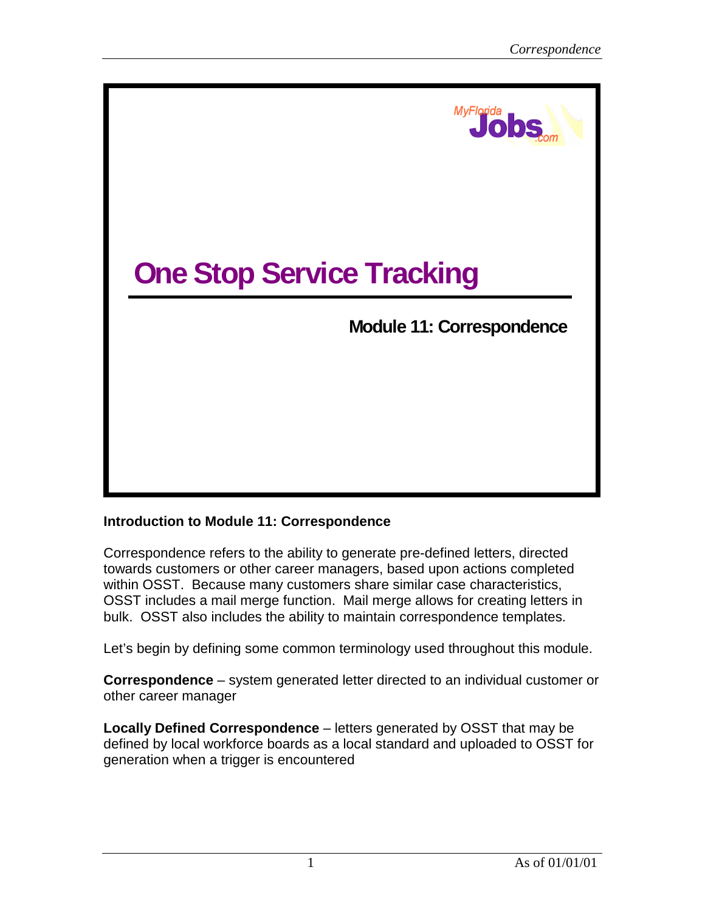# One Stop Service Tracking

## Module 11: Correspondence

**Introduction to Module 11: Correspondence**

Correspondence refers to the ability to generate pre-defined letters, directed towards customers or other career managers, based upon actions completed within OSST. Because many customers share similar case characteristics, OSST includes a mail merge function. Mail merge allows for creating letters in bulk. OSST also includes the ability to maintain correspondence templates.

Let's begin by defining some common terminology used throughout this module.

**Correspondence** – system generated letter directed to an individual customer or other career manager

**Locally Defined Correspondence** – letters generated by OSST that may be defined by local workforce boards as a local standard and uploaded to OSST for generation when a trigger is encountered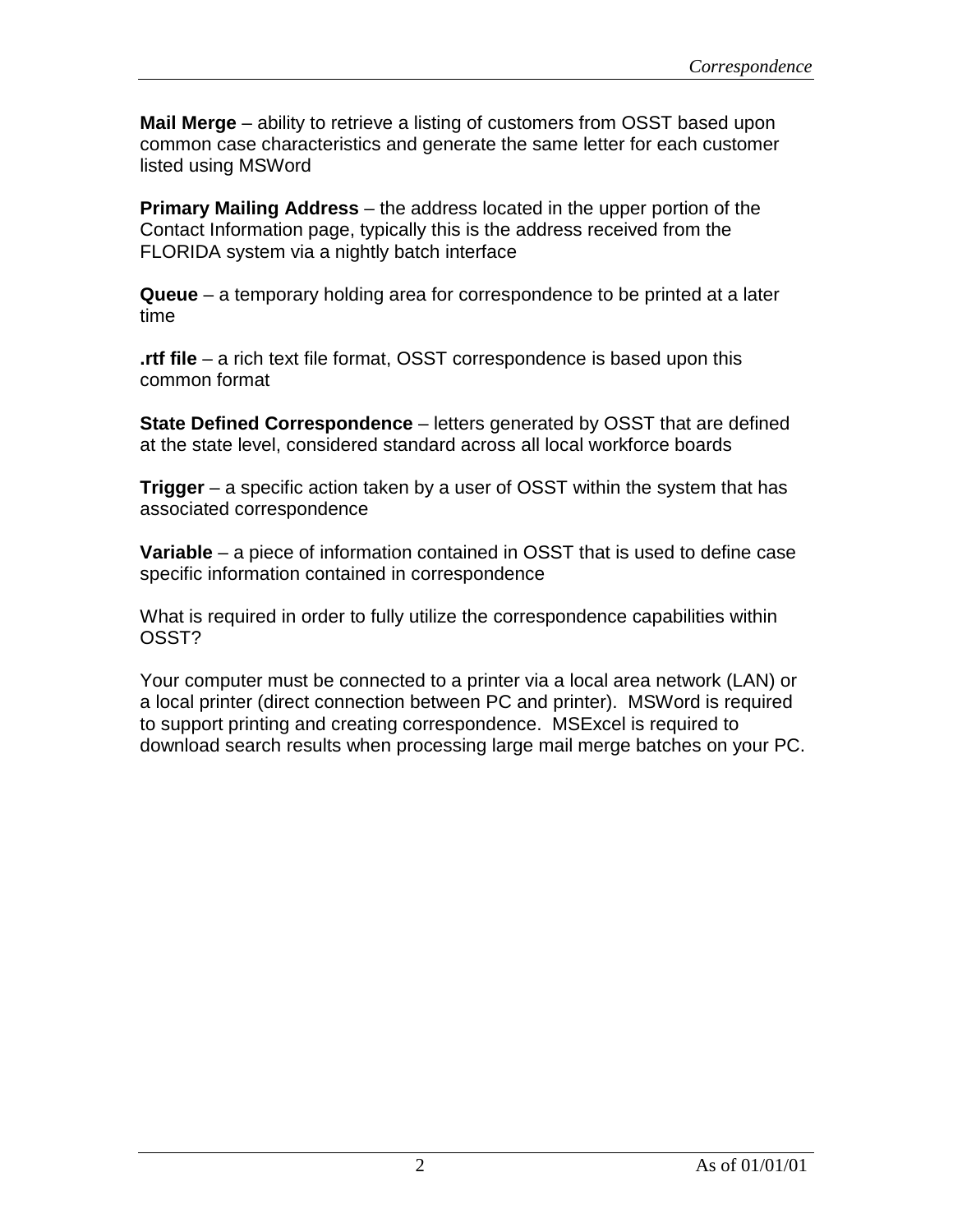**Mail Merge** – ability to retrieve a listing of customers from OSST based upon common case characteristics and generate the same letter for each customer listed using MSWord

**Primary Mailing Address** – the address located in the upper portion of the Contact Information page, typically this is the address received from the FLORIDA system via a nightly batch interface

**Queue** – a temporary holding area for correspondence to be printed at a later time

**.rtf file** – a rich text file format, OSST correspondence is based upon this common format

**State Defined Correspondence** – letters generated by OSST that are defined at the state level, considered standard across all local workforce boards

**Trigger** – a specific action taken by a user of OSST within the system that has associated correspondence

**Variable** – a piece of information contained in OSST that is used to define case specific information contained in correspondence

What is required in order to fully utilize the correspondence capabilities within OSST?

Your computer must be connected to a printer via a local area network (LAN) or a local printer (direct connection between PC and printer). MSWord is required to support printing and creating correspondence. MSExcel is required to download search results when processing large mail merge batches on your PC.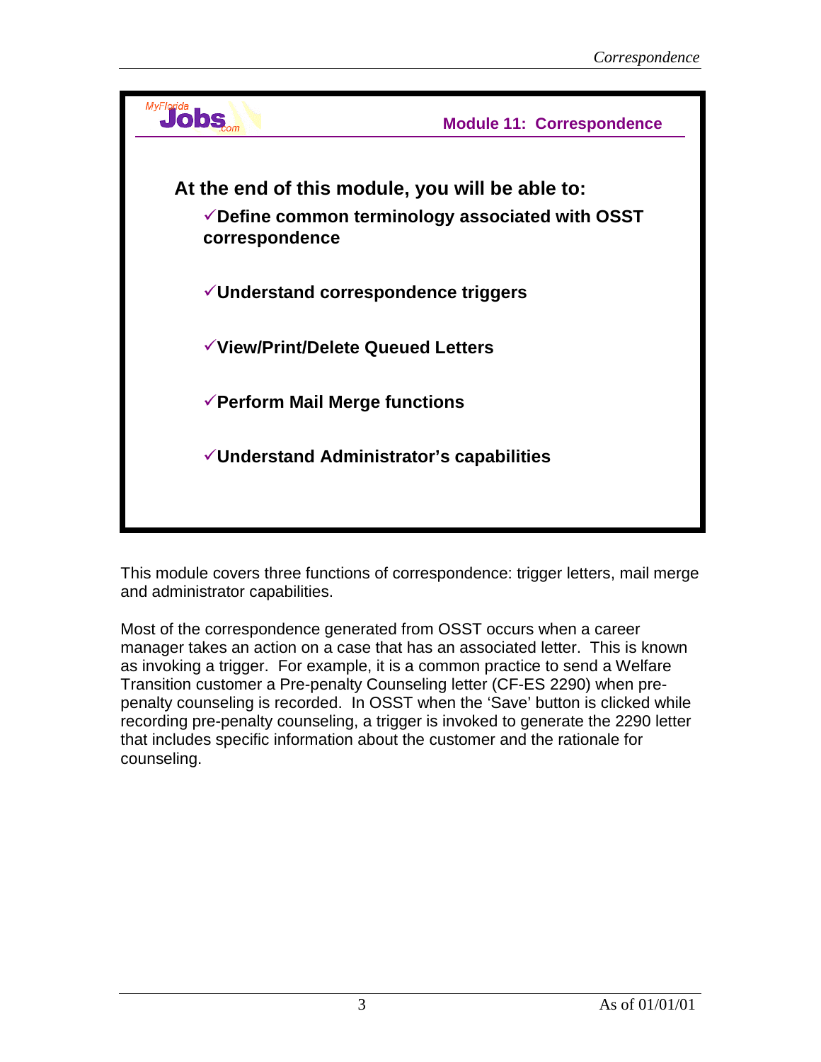MyFlorida Jobs.com

## Module 11: Correspondence

**At the end of this module, you will be able to:**

- ✓**Define common terminology associated with OSST correspondence**
- ✓**Understand correspondence triggers**
- ✓**View/Print/Delete Queued Letters**
- ✓**Perform Mail Merge functions**
- ✓**Understand Administrator's capabilities**

This module covers three functions of correspondence: trigger letters, mail merge and administrator capabilities.

Most of the correspondence generated from OSST occurs when a career manager takes an action on a case that has an associated letter. This is known as invoking a trigger. For example, it is a common practice to send a Welfare Transition customer a Pre-penalty Counseling letter (CF-ES 2290) when pre-penalty counseling is recorded. In OSST when the 'Save' button is clicked while recording pre-penalty counseling, a trigger is invoked to generate the 2290 letter that includes specific information about the customer and the rationale for counseling.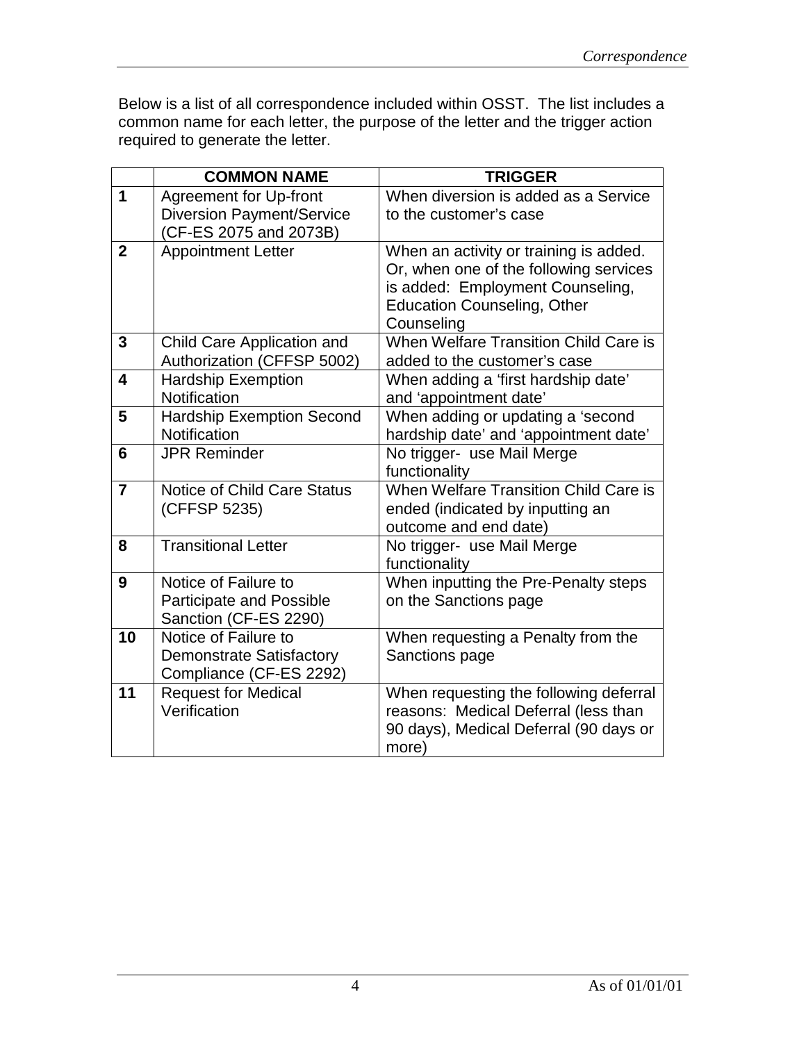Below is a list of all correspondence included within OSST. The list includes a common name for each letter, the purpose of the letter and the trigger action required to generate the letter.

| | COMMON NAME | TRIGGER |
|---|---|---|
| **1** | Agreement for Up-front Diversion Payment/Service (CF-ES 2075 and 2073B) | When diversion is added as a Service to the customer's case |
| **2** | Appointment Letter | When an activity or training is added. Or, when one of the following services is added: Employment Counseling, Education Counseling, Other Counseling |
| **3** | Child Care Application and Authorization (CFFSP 5002) | When Welfare Transition Child Care is added to the customer's case |
| **4** | Hardship Exemption Notification | When adding a 'first hardship date' and 'appointment date' |
| **5** | Hardship Exemption Second Notification | When adding or updating a 'second hardship date' and 'appointment date' |
| **6** | JPR Reminder | No trigger- use Mail Merge functionality |
| **7** | Notice of Child Care Status (CFFSP 5235) | When Welfare Transition Child Care is ended (indicated by inputting an outcome and end date) |
| **8** | Transitional Letter | No trigger- use Mail Merge functionality |
| **9** | Notice of Failure to Participate and Possible Sanction (CF-ES 2290) | When inputting the Pre-Penalty steps on the Sanctions page |
| **10** | Notice of Failure to Demonstrate Satisfactory Compliance (CF-ES 2292) | When requesting a Penalty from the Sanctions page |
| **11** | Request for Medical Verification | When requesting the following deferral reasons: Medical Deferral (less than 90 days), Medical Deferral (90 days or more) |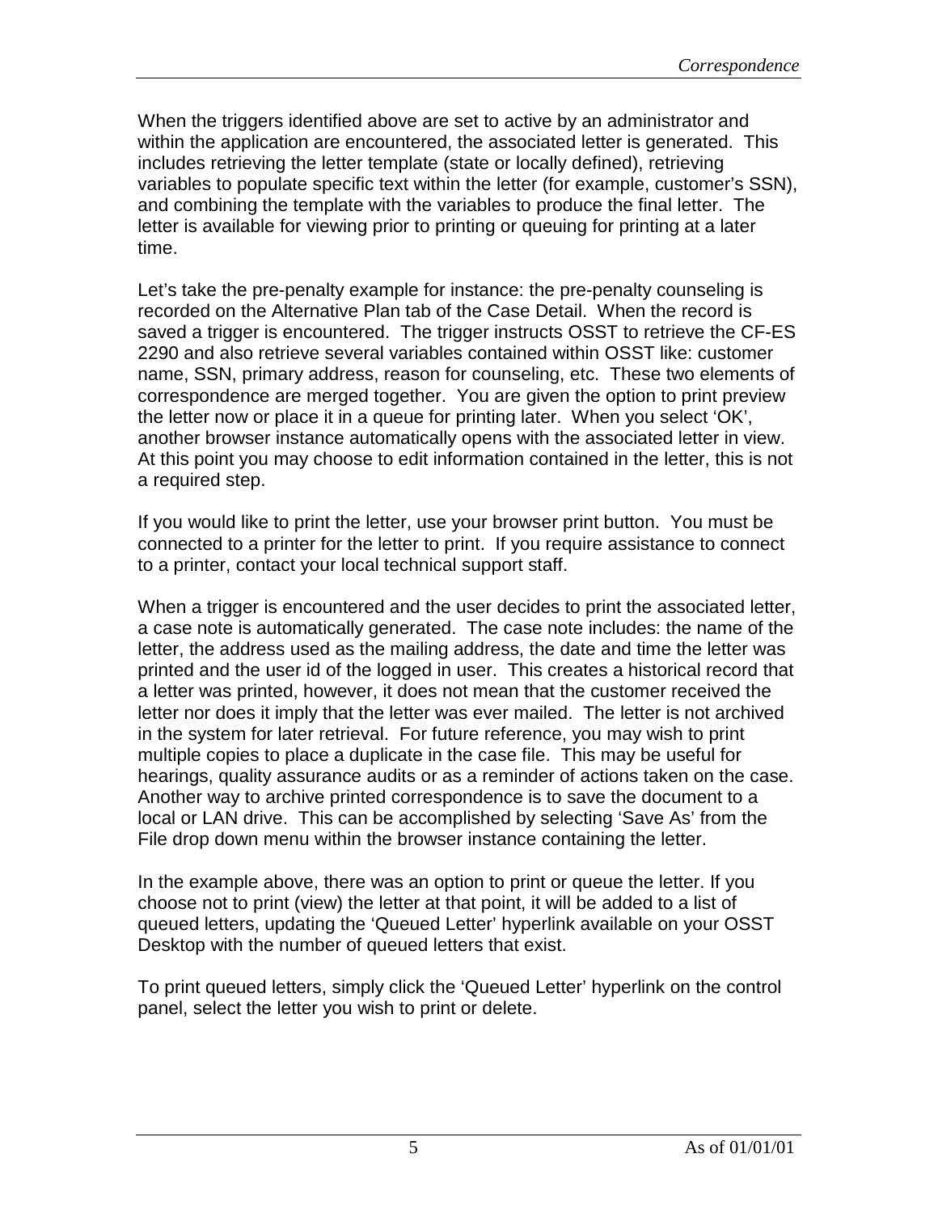When the triggers identified above are set to active by an administrator and within the application are encountered, the associated letter is generated. This includes retrieving the letter template (state or locally defined), retrieving variables to populate specific text within the letter (for example, customer's SSN), and combining the template with the variables to produce the final letter. The letter is available for viewing prior to printing or queuing for printing at a later time.

Let's take the pre-penalty example for instance: the pre-penalty counseling is recorded on the Alternative Plan tab of the Case Detail. When the record is saved a trigger is encountered. The trigger instructs OSST to retrieve the CF-ES 2290 and also retrieve several variables contained within OSST like: customer name, SSN, primary address, reason for counseling, etc. These two elements of correspondence are merged together. You are given the option to print preview the letter now or place it in a queue for printing later. When you select 'OK', another browser instance automatically opens with the associated letter in view. At this point you may choose to edit information contained in the letter, this is not a required step.

If you would like to print the letter, use your browser print button. You must be connected to a printer for the letter to print. If you require assistance to connect to a printer, contact your local technical support staff.

When a trigger is encountered and the user decides to print the associated letter, a case note is automatically generated. The case note includes: the name of the letter, the address used as the mailing address, the date and time the letter was printed and the user id of the logged in user. This creates a historical record that a letter was printed, however, it does not mean that the customer received the letter nor does it imply that the letter was ever mailed. The letter is not archived in the system for later retrieval. For future reference, you may wish to print multiple copies to place a duplicate in the case file. This may be useful for hearings, quality assurance audits or as a reminder of actions taken on the case. Another way to archive printed correspondence is to save the document to a local or LAN drive. This can be accomplished by selecting 'Save As' from the File drop down menu within the browser instance containing the letter.

In the example above, there was an option to print or queue the letter. If you choose not to print (view) the letter at that point, it will be added to a list of queued letters, updating the 'Queued Letter' hyperlink available on your OSST Desktop with the number of queued letters that exist.

To print queued letters, simply click the 'Queued Letter' hyperlink on the control panel, select the letter you wish to print or delete.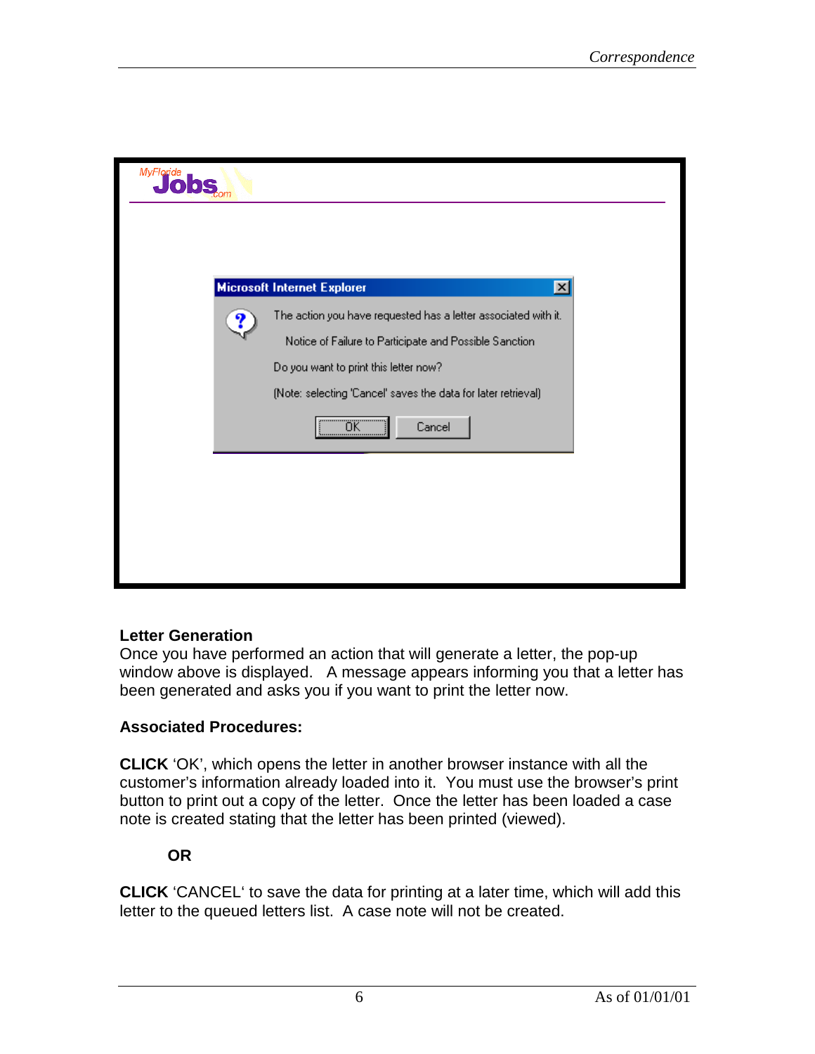MyFlorida Jobs.com

**Microsoft Internet Explorer**

The action you have requested has a letter associated with it.

Notice of Failure to Participate and Possible Sanction

Do you want to print this letter now?

(Note: selecting 'Cancel' saves the data for later retrieval)

OK Cancel

**Letter Generation**
Once you have performed an action that will generate a letter, the pop-up window above is displayed. A message appears informing you that a letter has been generated and asks you if you want to print the letter now.

**Associated Procedures:**

**CLICK** 'OK', which opens the letter in another browser instance with all the customer's information already loaded into it. You must use the browser's print button to print out a copy of the letter. Once the letter has been loaded a case note is created stating that the letter has been printed (viewed).

**OR**

**CLICK** 'CANCEL' to save the data for printing at a later time, which will add this letter to the queued letters list. A case note will not be created.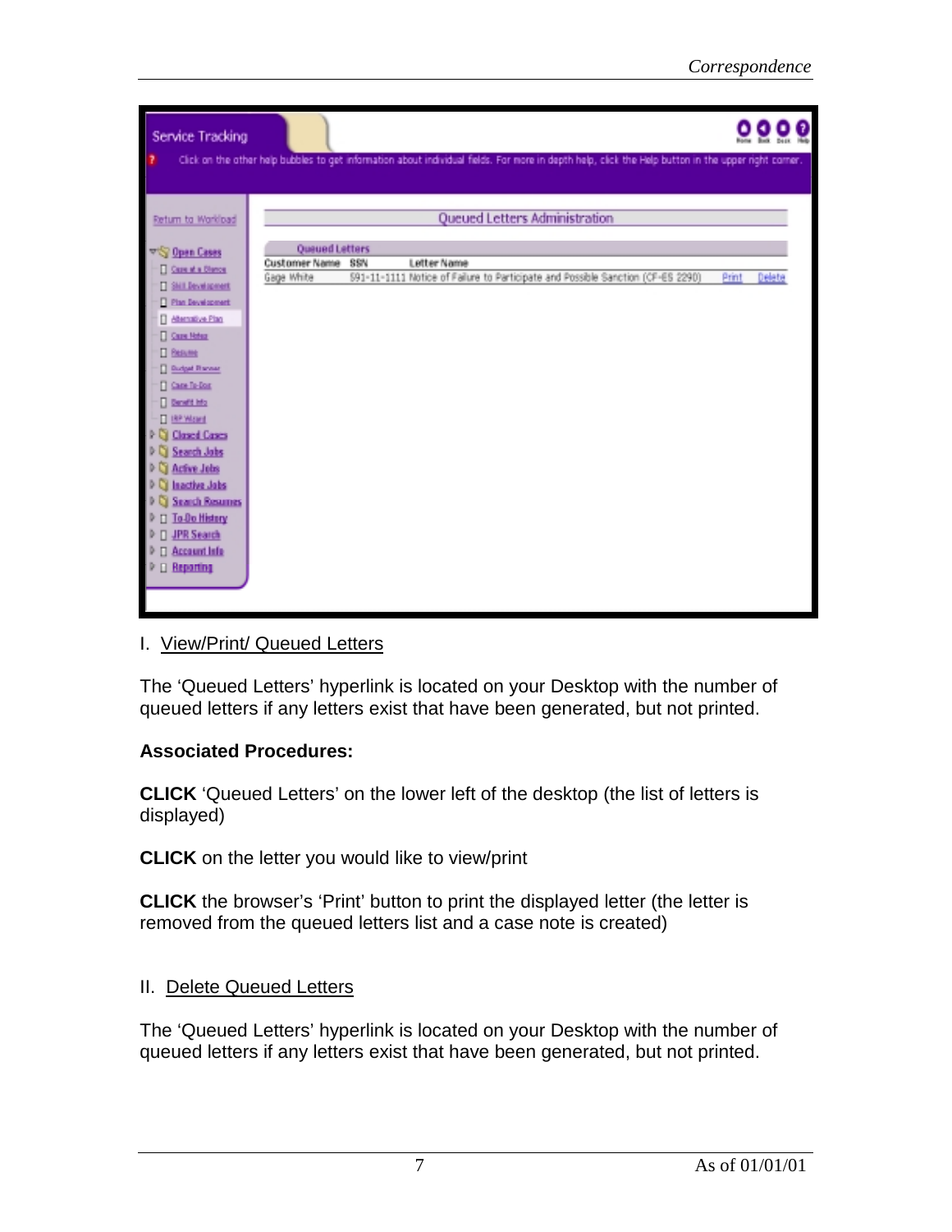I. View/Print/ Queued Letters

The 'Queued Letters' hyperlink is located on your Desktop with the number of queued letters if any letters exist that have been generated, but not printed.

**Associated Procedures:**

**CLICK** 'Queued Letters' on the lower left of the desktop (the list of letters is displayed)

**CLICK** on the letter you would like to view/print

**CLICK** the browser's 'Print' button to print the displayed letter (the letter is removed from the queued letters list and a case note is created)

II. Delete Queued Letters

The 'Queued Letters' hyperlink is located on your Desktop with the number of queued letters if any letters exist that have been generated, but not printed.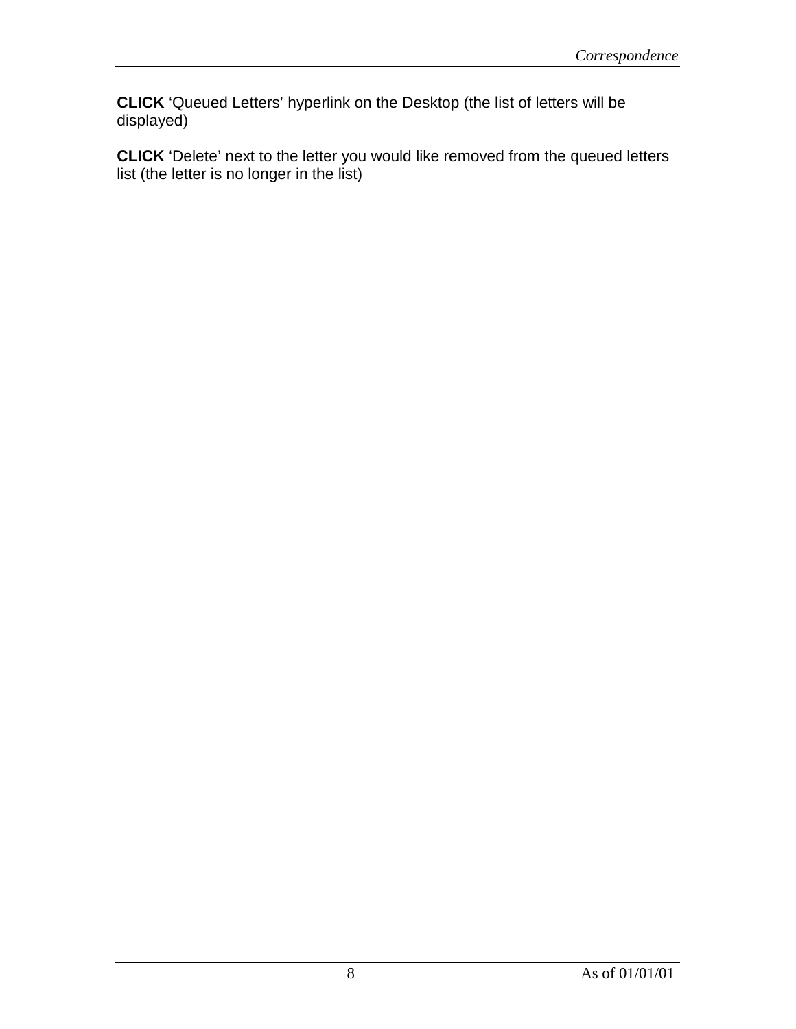**CLICK** ‘Queued Letters’ hyperlink on the Desktop (the list of letters will be displayed)

**CLICK** ‘Delete’ next to the letter you would like removed from the queued letters list (the letter is no longer in the list)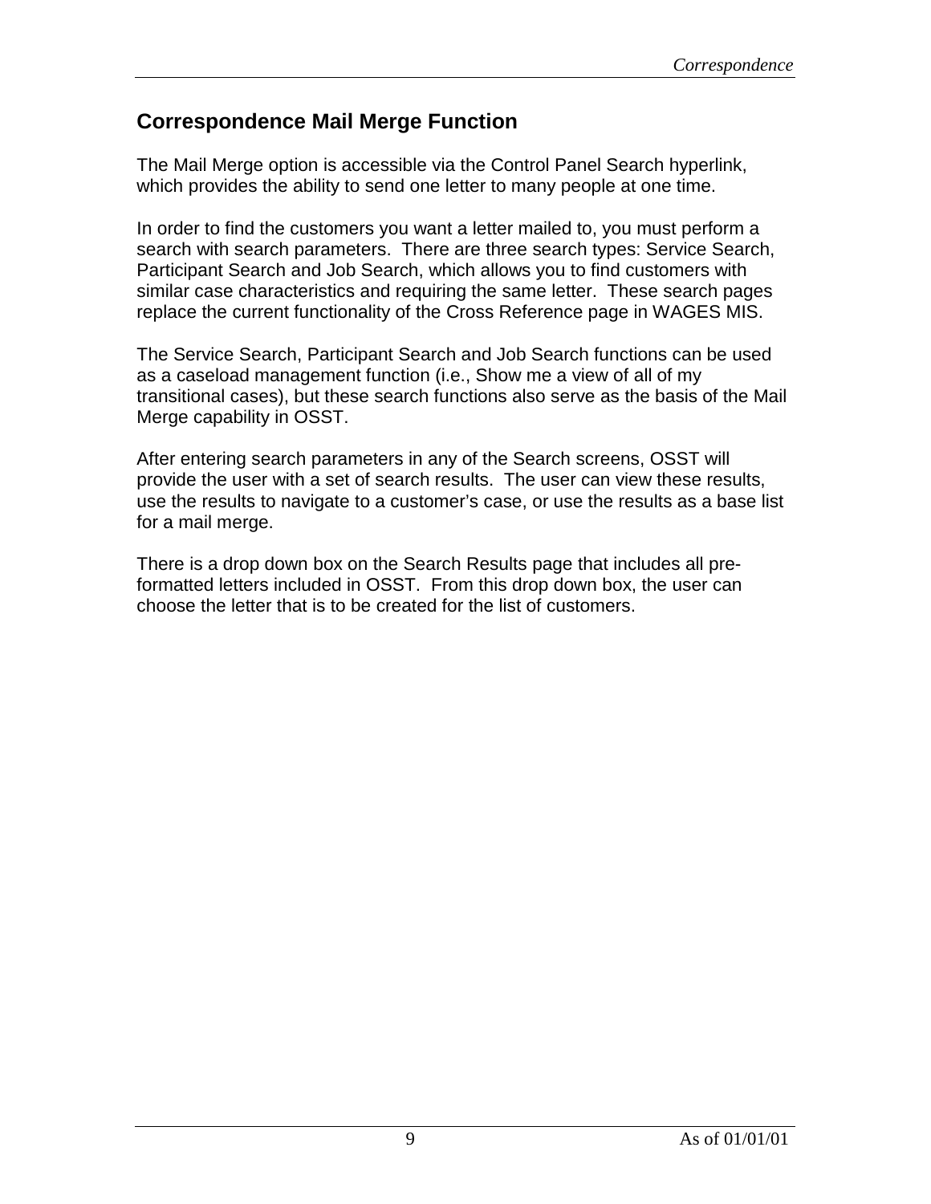## Correspondence Mail Merge Function

The Mail Merge option is accessible via the Control Panel Search hyperlink, which provides the ability to send one letter to many people at one time.

In order to find the customers you want a letter mailed to, you must perform a search with search parameters. There are three search types: Service Search, Participant Search and Job Search, which allows you to find customers with similar case characteristics and requiring the same letter. These search pages replace the current functionality of the Cross Reference page in WAGES MIS.

The Service Search, Participant Search and Job Search functions can be used as a caseload management function (i.e., Show me a view of all of my transitional cases), but these search functions also serve as the basis of the Mail Merge capability in OSST.

After entering search parameters in any of the Search screens, OSST will provide the user with a set of search results. The user can view these results, use the results to navigate to a customer's case, or use the results as a base list for a mail merge.

There is a drop down box on the Search Results page that includes all pre-formatted letters included in OSST. From this drop down box, the user can choose the letter that is to be created for the list of customers.